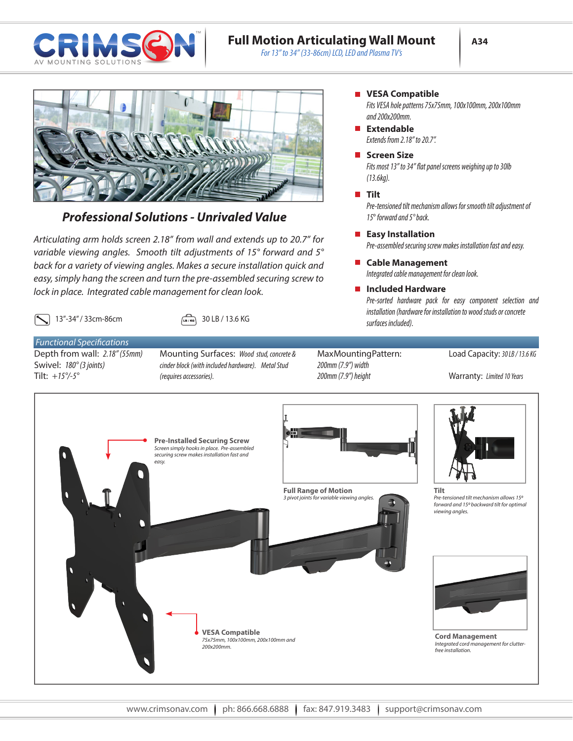CRIMSON AV MOUNTING SOLUTIONS

# Full Motion Articulating Wall Mount

*For 13" to 34" (33-86cm) LCD, LED and Plasma TV's*

**A34**

## *Professional Solutions - Unrivaled Value*

*Articulating arm holds screen 2.18" from wall and extends up to 20.7" for variable viewing angles. Smooth tilt adjustments of 15° forward and 5° back for a variety of viewing angles. Makes a secure installation quick and easy, simply hang the screen and turn the pre-assembled securing screw to lock in place. Integrated cable management for clean look.*

13"-34" / 33cm-86cm

30 LB / 13.6 KG

- **VESA Compatible**
  *Fits VESA hole patterns 75x75mm, 100x100mm, 200x100mm and 200x200mm.*
- **Extendable**
  *Extends from 2.18" to 20.7".*
- **Screen Size**
  *Fits most 13" to 34" flat panel screens weighing up to 30lb (13.6kg).*
- **Tilt**
  *Pre-tensioned tilt mechanism allows for smooth tilt adjustment of 15° forward and 5° back.*
- **Easy Installation**
  *Pre-assembled securing screw makes installation fast and easy.*
- **Cable Management**
  *Integrated cable management for clean look.*
- **Included Hardware**
  *Pre-sorted hardware pack for easy component selection and installation (hardware for installation to wood studs or concrete surfaces included).*

### *Functional Specifications*

Depth from wall: *2.18" (55mm)*
Swivel: *180° (3 joints)*
Tilt: *+15°/-5°*

Mounting Surfaces: *Wood stud, concrete & cinder block (with included hardware). Metal Stud (requires accessories).*

MaxMountingPattern: *200mm (7.9") width 200mm (7.9") height*

Load Capacity: *30 LB / 13.6 KG*

Warranty: *Limited 10 Years*

**Pre-Installed Securing Screw**
*Screen simply hooks in place. Pre-assembled securing screw makes installation fast and easy.*

**Full Range of Motion**
*3 pivot joints for variable viewing angles.*

**Tilt**
*Pre-tensioned tilt mechanism allows 15° forward and 15° backward tilt for optimal viewing angles.*

**VESA Compatible**
*75x75mm, 100x100mm, 200x100mm and 200x200mm.*

**Cord Management**
*Integrated cord management for clutter-free installation.*

www.crimsonav.com | ph: 866.668.6888 | fax: 847.919.3483 | support@crimsonav.com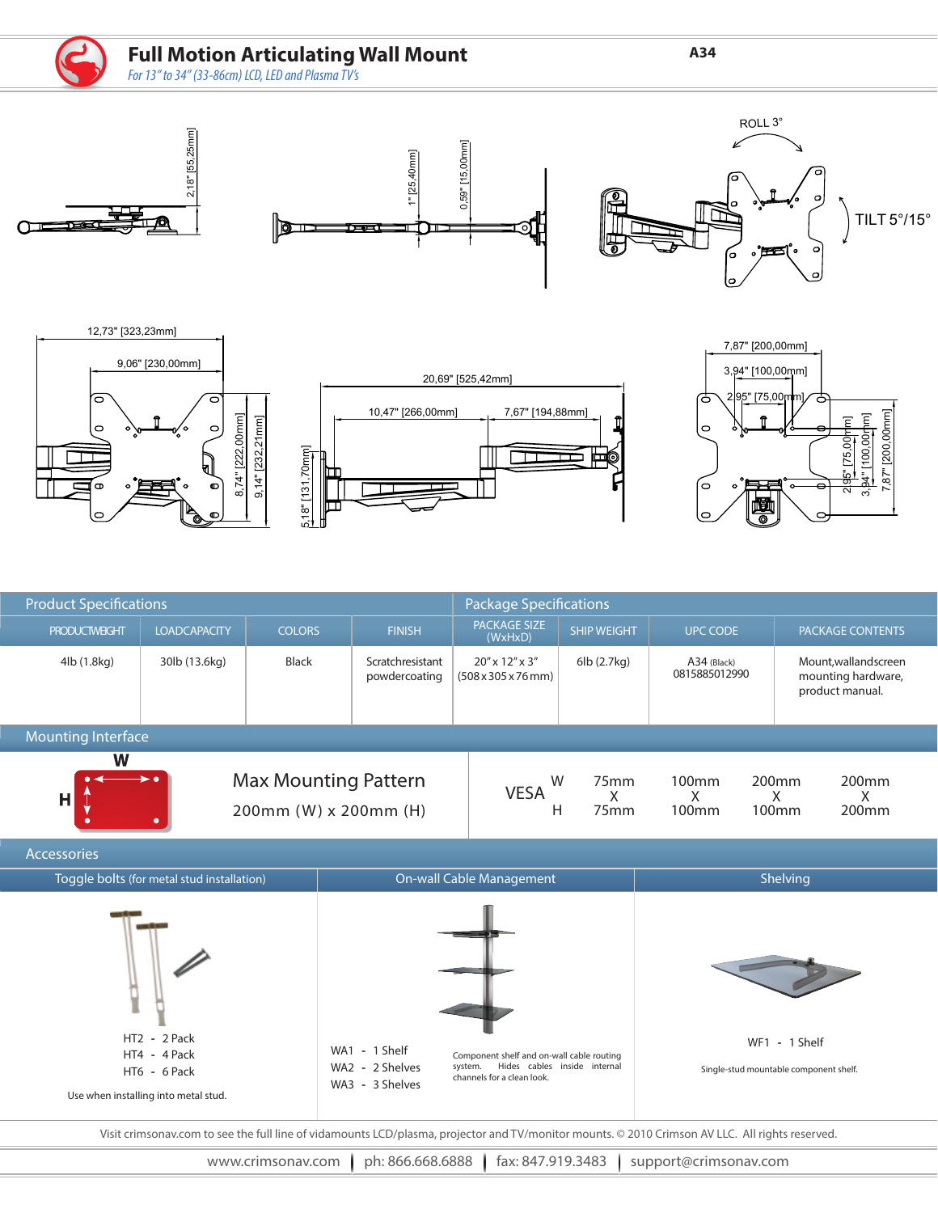# Full Motion Articulating Wall Mount

*For 13" to 34" (33-86cm) LCD, LED and Plasma TV's*

**A34**

2,18" [55,25mm]

1" [25,40mm]

0,59" [15,00mm]

ROLL 3°

TILT 5°/15°

12,73" [323,23mm]

9,06" [230,00mm]

8,74" [222,00mm]

9,14" [232,21mm]

20,69" [525,42mm]

10,47" [266,00mm]

7,67" [194,88mm]

5,18" [131,70mm]

7,87" [200,00mm]

3,94" [100,00mm]

2,95" [75,00mm]

2,95" [75,00mm]

3,94" [100,00mm]

7,87" [200,00mm]

| Product Specifications | | | | Package Specifications | | | |
|---|---|---|---|---|---|---|---|
| PRODUCT WEIGHT | LOAD CAPACITY | COLORS | FINISH | PACKAGE SIZE (WxHxD) | SHIP WEIGHT | UPC CODE | PACKAGE CONTENTS |
| 4lb (1.8kg) | 30lb (13.6kg) | Black | Scratch resistant powder coating | 20" x 12" x 3" (508 x 305 x 76 mm) | 6lb (2.7kg) | A34 (Black) 0815885012990 | Mount, wall and screen mounting hardware, product manual. |

## Mounting Interface

W

H

Max Mounting Pattern

200mm (W) x 200mm (H)

| VESA | | | | |
|---|---|---|---|---|
| W x H | 75mm x 75mm | 100mm x 100mm | 200mm x 100mm | 200mm x 200mm |

## Accessories

### Toggle bolts (for metal stud installation)

HT2 - 2 Pack
HT4 - 4 Pack
HT6 - 6 Pack

Use when installing into metal stud.

### On-wall Cable Management

WA1 - 1 Shelf
WA2 - 2 Shelves
WA3 - 3 Shelves

Component shelf and on-wall cable routing system. Hides cables inside internal channels for a clean look.

### Shelving

WF1 - 1 Shelf

Single-stud mountable component shelf.

Visit crimsonav.com to see the full line of vidamounts LCD/plasma, projector and TV/monitor mounts. © 2010 Crimson AV LLC. All rights reserved.

www.crimsonav.com | ph: 866.668.6888 | fax: 847.919.3483 | support@crimsonav.com